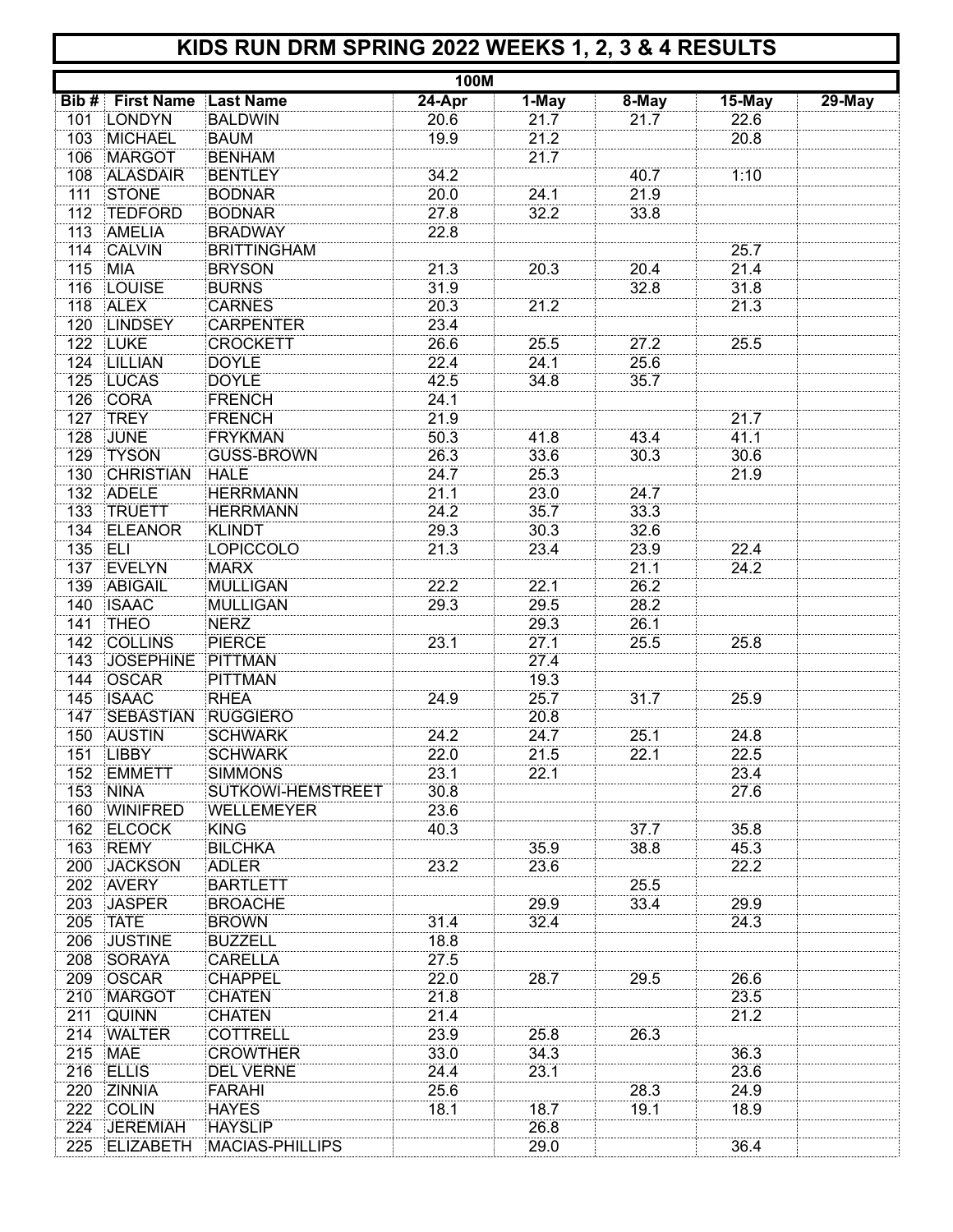# KIDS RUN DRM SPRING 2022 WEEKS 1, 2, 3 & 4 RESULTS

## 100M

| Bib # | First Name | Last Name | 24-Apr | 1-May | 8-May | 15-May | 29-May |
|---|---|---|---|---|---|---|---|
| 101 | LONDYN | BALDWIN | 20.6 | 21.7 | 21.7 | 22.6 | |
| 103 | MICHAEL | BAUM | 19.9 | 21.2 | | 20.8 | |
| 106 | MARGOT | BENHAM | | 21.7 | | | |
| 108 | ALASDAIR | BENTLEY | 34.2 | | 40.7 | 1:10 | |
| 111 | STONE | BODNAR | 20.0 | 24.1 | 21.9 | | |
| 112 | TEDFORD | BODNAR | 27.8 | 32.2 | 33.8 | | |
| 113 | AMELIA | BRADWAY | 22.8 | | | | |
| 114 | CALVIN | BRITTINGHAM | | | | 25.7 | |
| 115 | MIA | BRYSON | 21.3 | 20.3 | 20.4 | 21.4 | |
| 116 | LOUISE | BURNS | 31.9 | | 32.8 | 31.8 | |
| 118 | ALEX | CARNES | 20.3 | 21.2 | | 21.3 | |
| 120 | LINDSEY | CARPENTER | 23.4 | | | | |
| 122 | LUKE | CROCKETT | 26.6 | 25.5 | 27.2 | 25.5 | |
| 124 | LILLIAN | DOYLE | 22.4 | 24.1 | 25.6 | | |
| 125 | LUCAS | DOYLE | 42.5 | 34.8 | 35.7 | | |
| 126 | CORA | FRENCH | 24.1 | | | | |
| 127 | TREY | FRENCH | 21.9 | | | 21.7 | |
| 128 | JUNE | FRYKMAN | 50.3 | 41.8 | 43.4 | 41.1 | |
| 129 | TYSON | GUSS-BROWN | 26.3 | 33.6 | 30.3 | 30.6 | |
| 130 | CHRISTIAN | HALE | 24.7 | 25.3 | | 21.9 | |
| 132 | ADELE | HERRMANN | 21.1 | 23.0 | 24.7 | | |
| 133 | TRUETT | HERRMANN | 24.2 | 35.7 | 33.3 | | |
| 134 | ELEANOR | KLINDT | 29.3 | 30.3 | 32.6 | | |
| 135 | ELI | LOPICCOLO | 21.3 | 23.4 | 23.9 | 22.4 | |
| 137 | EVELYN | MARX | | | 21.1 | 24.2 | |
| 139 | ABIGAIL | MULLIGAN | 22.2 | 22.1 | 26.2 | | |
| 140 | ISAAC | MULLIGAN | 29.3 | 29.5 | 28.2 | | |
| 141 | THEO | NERZ | | 29.3 | 26.1 | | |
| 142 | COLLINS | PIERCE | 23.1 | 27.1 | 25.5 | 25.8 | |
| 143 | JOSEPHINE | PITTMAN | | 27.4 | | | |
| 144 | OSCAR | PITTMAN | | 19.3 | | | |
| 145 | ISAAC | RHEA | 24.9 | 25.7 | 31.7 | 25.9 | |
| 147 | SEBASTIAN | RUGGIERO | | 20.8 | | | |
| 150 | AUSTIN | SCHWARK | 24.2 | 24.7 | 25.1 | 24.8 | |
| 151 | LIBBY | SCHWARK | 22.0 | 21.5 | 22.1 | 22.5 | |
| 152 | EMMETT | SIMMONS | 23.1 | 22.1 | | 23.4 | |
| 153 | NINA | SUTKOWI-HEMSTREET | 30.8 | | | 27.6 | |
| 160 | WINIFRED | WELLEMEYER | 23.6 | | | | |
| 162 | ELCOCK | KING | 40.3 | | 37.7 | 35.8 | |
| 163 | REMY | BILCHKA | | 35.9 | 38.8 | 45.3 | |
| 200 | JACKSON | ADLER | 23.2 | 23.6 | | 22.2 | |
| 202 | AVERY | BARTLETT | | | 25.5 | | |
| 203 | JASPER | BROACHE | | 29.9 | 33.4 | 29.9 | |
| 205 | TATE | BROWN | 31.4 | 32.4 | | 24.3 | |
| 206 | JUSTINE | BUZZELL | 18.8 | | | | |
| 208 | SORAYA | CARELLA | 27.5 | | | | |
| 209 | OSCAR | CHAPPEL | 22.0 | 28.7 | 29.5 | 26.6 | |
| 210 | MARGOT | CHATEN | 21.8 | | | 23.5 | |
| 211 | QUINN | CHATEN | 21.4 | | | 21.2 | |
| 214 | WALTER | COTTRELL | 23.9 | 25.8 | 26.3 | | |
| 215 | MAE | CROWTHER | 33.0 | 34.3 | | 36.3 | |
| 216 | ELLIS | DEL VERNE | 24.4 | 23.1 | | 23.6 | |
| 220 | ZINNIA | FARAHI | 25.6 | | 28.3 | 24.9 | |
| 222 | COLIN | HAYES | 18.1 | 18.7 | 19.1 | 18.9 | |
| 224 | JEREMIAH | HAYSLIP | | 26.8 | | | |
| 225 | ELIZABETH | MACIAS-PHILLIPS | | 29.0 | | 36.4 | |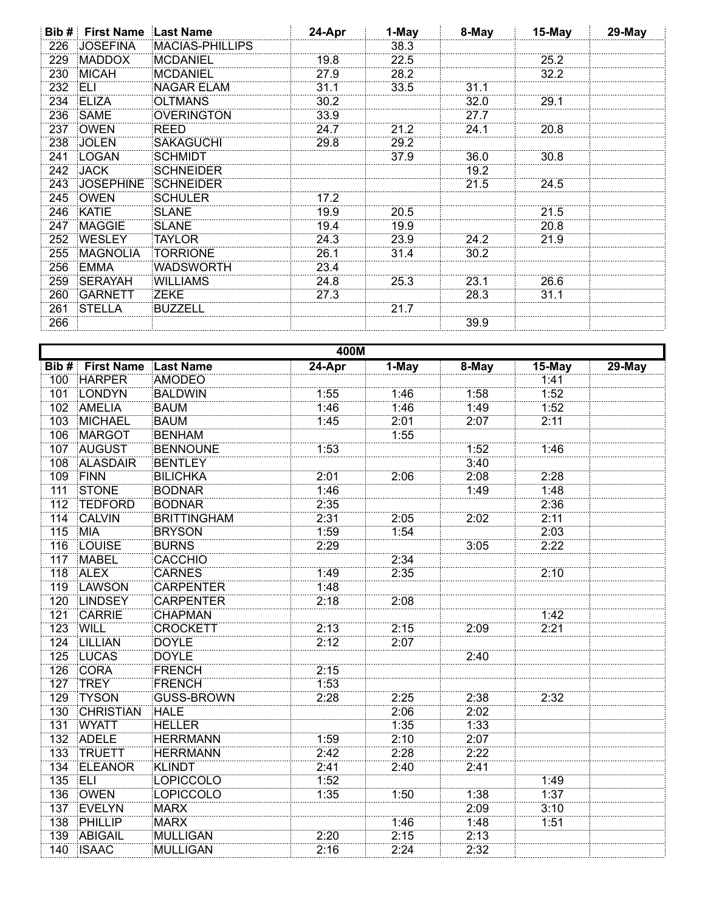| Bib # | First Name | Last Name | 24-Apr | 1-May | 8-May | 15-May | 29-May |
|---|---|---|---|---|---|---|---|
| 226 | JOSEFINA | MACIAS-PHILLIPS | | 38.3 | | | |
| 229 | MADDOX | MCDANIEL | 19.8 | 22.5 | | 25.2 | |
| 230 | MICAH | MCDANIEL | 27.9 | 28.2 | | 32.2 | |
| 232 | ELI | NAGAR ELAM | 31.1 | 33.5 | 31.1 | | |
| 234 | ELIZA | OLTMANS | 30.2 | | 32.0 | 29.1 | |
| 236 | SAME | OVERINGTON | 33.9 | | 27.7 | | |
| 237 | OWEN | REED | 24.7 | 21.2 | 24.1 | 20.8 | |
| 238 | JOLEN | SAKAGUCHI | 29.8 | 29.2 | | | |
| 241 | LOGAN | SCHMIDT | | 37.9 | 36.0 | 30.8 | |
| 242 | JACK | SCHNEIDER | | | 19.2 | | |
| 243 | JOSEPHINE | SCHNEIDER | | | 21.5 | 24.5 | |
| 245 | OWEN | SCHULER | 17.2 | | | | |
| 246 | KATIE | SLANE | 19.9 | 20.5 | | 21.5 | |
| 247 | MAGGIE | SLANE | 19.4 | 19.9 | | 20.8 | |
| 252 | WESLEY | TAYLOR | 24.3 | 23.9 | 24.2 | 21.9 | |
| 255 | MAGNOLIA | TORRIONE | 26.1 | 31.4 | 30.2 | | |
| 256 | EMMA | WADSWORTH | 23.4 | | | | |
| 259 | SERAYAH | WILLIAMS | 24.8 | 25.3 | 23.1 | 26.6 | |
| 260 | GARNETT | ZEKE | 27.3 | | 28.3 | 31.1 | |
| 261 | STELLA | BUZZELL | | 21.7 | | | |
| 266 | | | | | 39.9 | | |

## 400M

| Bib # | First Name | Last Name | 24-Apr | 1-May | 8-May | 15-May | 29-May |
|---|---|---|---|---|---|---|---|
| 100 | HARPER | AMODEO | | | | 1:41 | |
| 101 | LONDYN | BALDWIN | 1:55 | 1:46 | 1:58 | 1:52 | |
| 102 | AMELIA | BAUM | 1:46 | 1:46 | 1:49 | 1:52 | |
| 103 | MICHAEL | BAUM | 1:45 | 2:01 | 2:07 | 2:11 | |
| 106 | MARGOT | BENHAM | | 1:55 | | | |
| 107 | AUGUST | BENNOUNE | 1:53 | | 1:52 | 1:46 | |
| 108 | ALASDAIR | BENTLEY | | | 3:40 | | |
| 109 | FINN | BILICHKA | 2:01 | 2:06 | 2:08 | 2:28 | |
| 111 | STONE | BODNAR | 1:46 | | 1:49 | 1:48 | |
| 112 | TEDFORD | BODNAR | 2:35 | | | 2:36 | |
| 114 | CALVIN | BRITTINGHAM | 2:31 | 2:05 | 2:02 | 2:11 | |
| 115 | MIA | BRYSON | 1:59 | 1:54 | | 2:03 | |
| 116 | LOUISE | BURNS | 2:29 | | 3:05 | 2:22 | |
| 117 | MABEL | CACCHIO | | 2:34 | | | |
| 118 | ALEX | CARNES | 1:49 | 2:35 | | 2:10 | |
| 119 | LAWSON | CARPENTER | 1:48 | | | | |
| 120 | LINDSEY | CARPENTER | 2:18 | 2:08 | | | |
| 121 | CARRIE | CHAPMAN | | | | 1:42 | |
| 123 | WILL | CROCKETT | 2:13 | 2:15 | 2:09 | 2:21 | |
| 124 | LILLIAN | DOYLE | 2:12 | 2:07 | | | |
| 125 | LUCAS | DOYLE | | | 2:40 | | |
| 126 | CORA | FRENCH | 2:15 | | | | |
| 127 | TREY | FRENCH | 1:53 | | | | |
| 129 | TYSON | GUSS-BROWN | 2:28 | 2:25 | 2:38 | 2:32 | |
| 130 | CHRISTIAN | HALE | | 2:06 | 2:02 | | |
| 131 | WYATT | HELLER | | 1:35 | 1:33 | | |
| 132 | ADELE | HERRMANN | 1:59 | 2:10 | 2:07 | | |
| 133 | TRUETT | HERRMANN | 2:42 | 2:28 | 2:22 | | |
| 134 | ELEANOR | KLINDT | 2:41 | 2:40 | 2:41 | | |
| 135 | ELI | LOPICCOLO | 1:52 | | | 1:49 | |
| 136 | OWEN | LOPICCOLO | 1:35 | 1:50 | 1:38 | 1:37 | |
| 137 | EVELYN | MARX | | | 2:09 | 3:10 | |
| 138 | PHILLIP | MARX | | 1:46 | 1:48 | 1:51 | |
| 139 | ABIGAIL | MULLIGAN | 2:20 | 2:15 | 2:13 | | |
| 140 | ISAAC | MULLIGAN | 2:16 | 2:24 | 2:32 | | |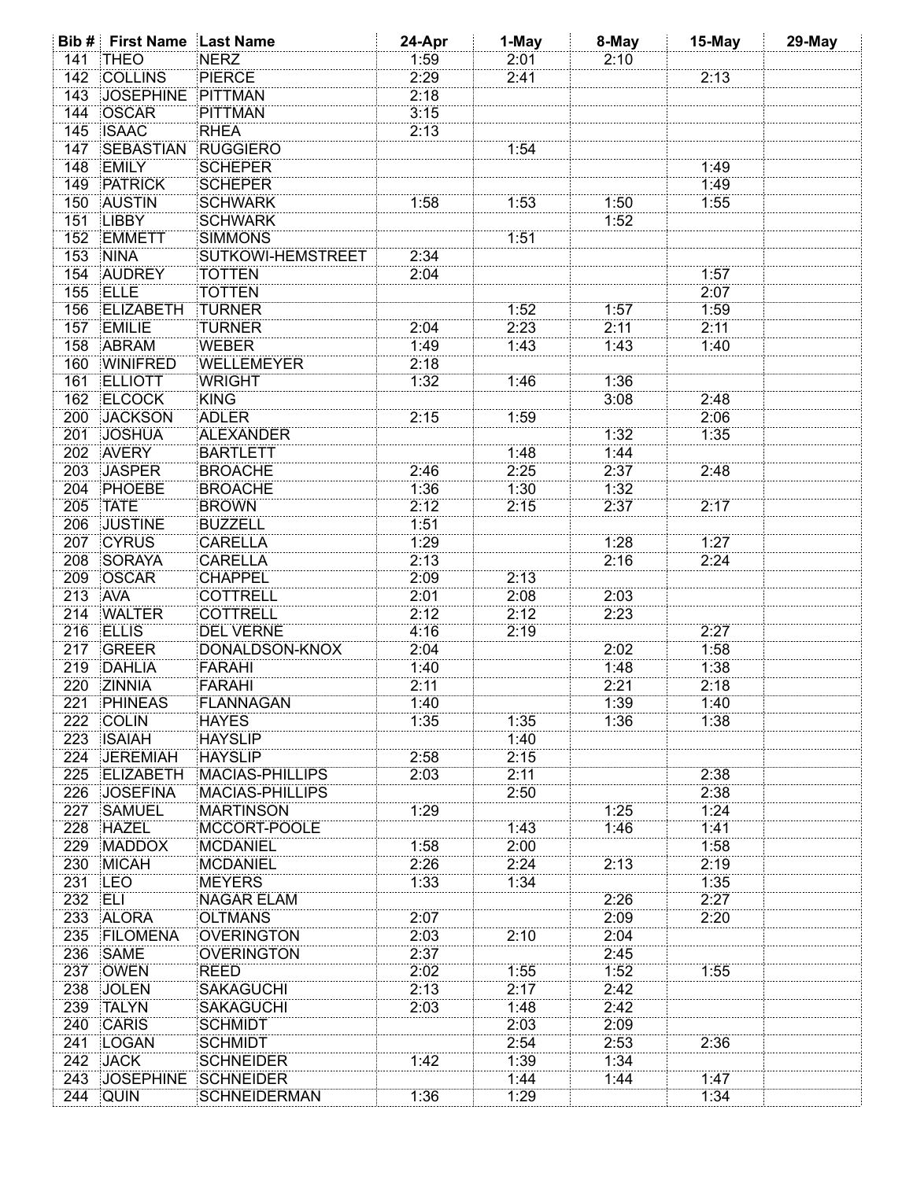| Bib # | First Name | Last Name | 24-Apr | 1-May | 8-May | 15-May | 29-May |
|---|---|---|---|---|---|---|---|
| 141 | THEO | NERZ | 1:59 | 2:01 | 2:10 | | |
| 142 | COLLINS | PIERCE | 2:29 | 2:41 | | 2:13 | |
| 143 | JOSEPHINE | PITTMAN | 2:18 | | | | |
| 144 | OSCAR | PITTMAN | 3:15 | | | | |
| 145 | ISAAC | RHEA | 2:13 | | | | |
| 147 | SEBASTIAN | RUGGIERO | | 1:54 | | | |
| 148 | EMILY | SCHEPER | | | | 1:49 | |
| 149 | PATRICK | SCHEPER | | | | 1:49 | |
| 150 | AUSTIN | SCHWARK | 1:58 | 1:53 | 1:50 | 1:55 | |
| 151 | LIBBY | SCHWARK | | | 1:52 | | |
| 152 | EMMETT | SIMMONS | | 1:51 | | | |
| 153 | NINA | SUTKOWI-HEMSTREET | 2:34 | | | | |
| 154 | AUDREY | TOTTEN | 2:04 | | | 1:57 | |
| 155 | ELLE | TOTTEN | | | | 2:07 | |
| 156 | ELIZABETH | TURNER | | 1:52 | 1:57 | 1:59 | |
| 157 | EMILIE | TURNER | 2:04 | 2:23 | 2:11 | 2:11 | |
| 158 | ABRAM | WEBER | 1:49 | 1:43 | 1:43 | 1:40 | |
| 160 | WINIFRED | WELLEMEYER | 2:18 | | | | |
| 161 | ELLIOTT | WRIGHT | 1:32 | 1:46 | 1:36 | | |
| 162 | ELCOCK | KING | | | 3:08 | 2:48 | |
| 200 | JACKSON | ADLER | 2:15 | 1:59 | | 2:06 | |
| 201 | JOSHUA | ALEXANDER | | | 1:32 | 1:35 | |
| 202 | AVERY | BARTLETT | | 1:48 | 1:44 | | |
| 203 | JASPER | BROACHE | 2:46 | 2:25 | 2:37 | 2:48 | |
| 204 | PHOEBE | BROACHE | 1:36 | 1:30 | 1:32 | | |
| 205 | TATE | BROWN | 2:12 | 2:15 | 2:37 | 2:17 | |
| 206 | JUSTINE | BUZZELL | 1:51 | | | | |
| 207 | CYRUS | CARELLA | 1:29 | | 1:28 | 1:27 | |
| 208 | SORAYA | CARELLA | 2:13 | | 2:16 | 2:24 | |
| 209 | OSCAR | CHAPPEL | 2:09 | 2:13 | | | |
| 213 | AVA | COTTRELL | 2:01 | 2:08 | 2:03 | | |
| 214 | WALTER | COTTRELL | 2:12 | 2:12 | 2:23 | | |
| 216 | ELLIS | DEL VERNE | 4:16 | 2:19 | | 2:27 | |
| 217 | GREER | DONALDSON-KNOX | 2:04 | | 2:02 | 1:58 | |
| 219 | DAHLIA | FARAHI | 1:40 | | 1:48 | 1:38 | |
| 220 | ZINNIA | FARAHI | 2:11 | | 2:21 | 2:18 | |
| 221 | PHINEAS | FLANNAGAN | 1:40 | | 1:39 | 1:40 | |
| 222 | COLIN | HAYES | 1:35 | 1:35 | 1:36 | 1:38 | |
| 223 | ISAIAH | HAYSLIP | | 1:40 | | | |
| 224 | JEREMIAH | HAYSLIP | 2:58 | 2:15 | | | |
| 225 | ELIZABETH | MACIAS-PHILLIPS | 2:03 | 2:11 | | 2:38 | |
| 226 | JOSEFINA | MACIAS-PHILLIPS | | 2:50 | | 2:38 | |
| 227 | SAMUEL | MARTINSON | 1:29 | | 1:25 | 1:24 | |
| 228 | HAZEL | MCCORT-POOLE | | 1:43 | 1:46 | 1:41 | |
| 229 | MADDOX | MCDANIEL | 1:58 | 2:00 | | 1:58 | |
| 230 | MICAH | MCDANIEL | 2:26 | 2:24 | 2:13 | 2:19 | |
| 231 | LEO | MEYERS | 1:33 | 1:34 | | 1:35 | |
| 232 | ELI | NAGAR ELAM | | | 2:26 | 2:27 | |
| 233 | ALORA | OLTMANS | 2:07 | | 2:09 | 2:20 | |
| 235 | FILOMENA | OVERINGTON | 2:03 | 2:10 | 2:04 | | |
| 236 | SAME | OVERINGTON | 2:37 | | 2:45 | | |
| 237 | OWEN | REED | 2:02 | 1:55 | 1:52 | 1:55 | |
| 238 | JOLEN | SAKAGUCHI | 2:13 | 2:17 | 2:42 | | |
| 239 | TALYN | SAKAGUCHI | 2:03 | 1:48 | 2:42 | | |
| 240 | CARIS | SCHMIDT | | 2:03 | 2:09 | | |
| 241 | LOGAN | SCHMIDT | | 2:54 | 2:53 | 2:36 | |
| 242 | JACK | SCHNEIDER | 1:42 | 1:39 | 1:34 | | |
| 243 | JOSEPHINE | SCHNEIDER | | 1:44 | 1:44 | 1:47 | |
| 244 | QUIN | SCHNEIDERMAN | 1:36 | 1:29 | | 1:34 | |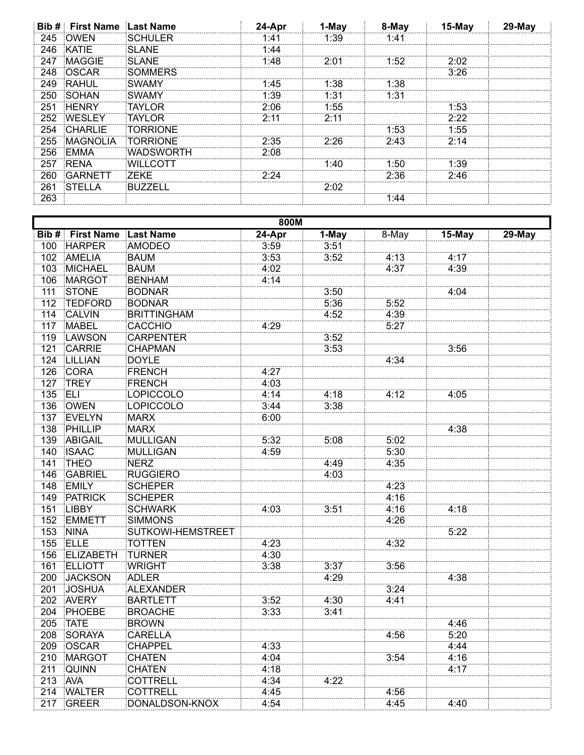| Bib # | First Name | Last Name | 24-Apr | 1-May | 8-May | 15-May | 29-May |
|---|---|---|---|---|---|---|---|
| 245 | OWEN | SCHULER | 1:41 | 1:39 | 1:41 | | |
| 246 | KATIE | SLANE | 1:44 | | | | |
| 247 | MAGGIE | SLANE | 1:48 | 2:01 | 1:52 | 2:02 | |
| 248 | OSCAR | SOMMERS | | | | 3:26 | |
| 249 | RAHUL | SWAMY | 1:45 | 1:38 | 1:38 | | |
| 250 | SOHAN | SWAMY | 1:39 | 1:31 | 1:31 | | |
| 251 | HENRY | TAYLOR | 2:06 | 1:55 | | 1:53 | |
| 252 | WESLEY | TAYLOR | 2:11 | 2:11 | | 2:22 | |
| 254 | CHARLIE | TORRIONE | | | 1:53 | 1:55 | |
| 255 | MAGNOLIA | TORRIONE | 2:35 | 2:26 | 2:43 | 2:14 | |
| 256 | EMMA | WADSWORTH | 2:08 | | | | |
| 257 | RENA | WILLCOTT | | 1:40 | 1:50 | 1:39 | |
| 260 | GARNETT | ZEKE | 2:24 | | 2:36 | 2:46 | |
| 261 | STELLA | BUZZELL | | 2:02 | | | |
| 263 | | | | | 1:44 | | |

## 800M

| Bib # | First Name | Last Name | 24-Apr | 1-May | 8-May | 15-May | 29-May |
|---|---|---|---|---|---|---|---|
| 100 | HARPER | AMODEO | 3:59 | 3:51 | | | |
| 102 | AMELIA | BAUM | 3:53 | 3:52 | 4:13 | 4:17 | |
| 103 | MICHAEL | BAUM | 4:02 | | 4:37 | 4:39 | |
| 106 | MARGOT | BENHAM | 4:14 | | | | |
| 111 | STONE | BODNAR | | 3:50 | | 4:04 | |
| 112 | TEDFORD | BODNAR | | 5:36 | 5:52 | | |
| 114 | CALVIN | BRITTINGHAM | | 4:52 | 4:39 | | |
| 117 | MABEL | CACCHIO | 4:29 | | 5:27 | | |
| 119 | LAWSON | CARPENTER | | 3:52 | | | |
| 121 | CARRIE | CHAPMAN | | 3:53 | | 3:56 | |
| 124 | LILLIAN | DOYLE | | | 4:34 | | |
| 126 | CORA | FRENCH | 4:27 | | | | |
| 127 | TREY | FRENCH | 4:03 | | | | |
| 135 | ELI | LOPICCOLO | 4:14 | 4:18 | 4:12 | 4:05 | |
| 136 | OWEN | LOPICCOLO | 3:44 | 3:38 | | | |
| 137 | EVELYN | MARX | 6:00 | | | | |
| 138 | PHILLIP | MARX | | | | 4:38 | |
| 139 | ABIGAIL | MULLIGAN | 5:32 | 5:08 | 5:02 | | |
| 140 | ISAAC | MULLIGAN | 4:59 | | 5:30 | | |
| 141 | THEO | NERZ | | 4:49 | 4:35 | | |
| 146 | GABRIEL | RUGGIERO | | 4:03 | | | |
| 148 | EMILY | SCHEPER | | | 4:23 | | |
| 149 | PATRICK | SCHEPER | | | 4:16 | | |
| 151 | LIBBY | SCHWARK | 4:03 | 3:51 | 4:16 | 4:18 | |
| 152 | EMMETT | SIMMONS | | | 4:26 | | |
| 153 | NINA | SUTKOWI-HEMSTREET | | | | 5:22 | |
| 155 | ELLE | TOTTEN | 4:23 | | 4:32 | | |
| 156 | ELIZABETH | TURNER | 4:30 | | | | |
| 161 | ELLIOTT | WRIGHT | 3:38 | 3:37 | 3:56 | | |
| 200 | JACKSON | ADLER | | 4:29 | | 4:38 | |
| 201 | JOSHUA | ALEXANDER | | | 3:24 | | |
| 202 | AVERY | BARTLETT | 3:52 | 4:30 | 4:41 | | |
| 204 | PHOEBE | BROACHE | 3:33 | 3:41 | | | |
| 205 | TATE | BROWN | | | | 4:46 | |
| 208 | SORAYA | CARELLA | | | 4:56 | 5:20 | |
| 209 | OSCAR | CHAPPEL | 4:33 | | | 4:44 | |
| 210 | MARGOT | CHATEN | 4:04 | | 3:54 | 4:16 | |
| 211 | QUINN | CHATEN | 4:18 | | | 4:17 | |
| 213 | AVA | COTTRELL | 4:34 | 4:22 | | | |
| 214 | WALTER | COTTRELL | 4:45 | | 4:56 | | |
| 217 | GREER | DONALDSON-KNOX | 4:54 | | 4:45 | 4:40 | |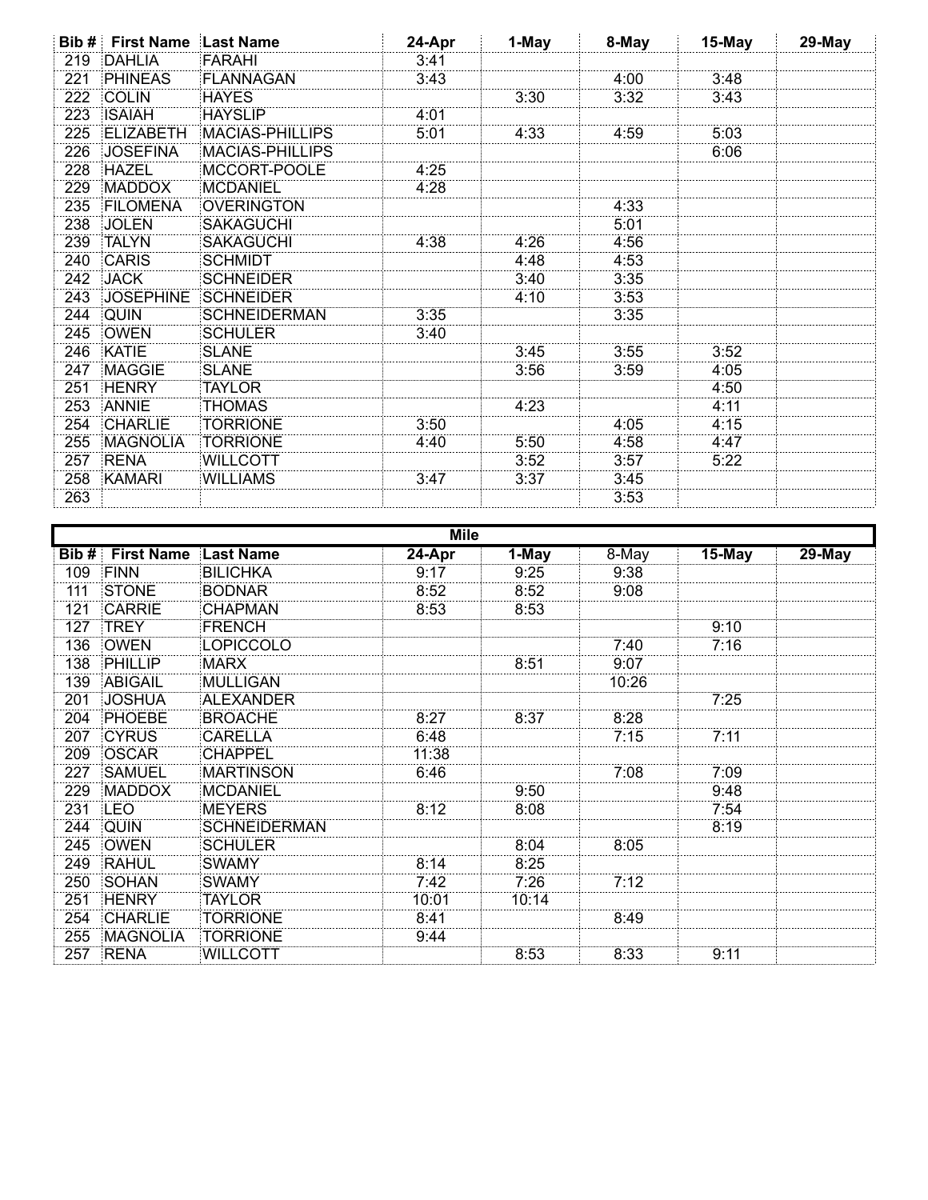| Bib # | First Name | Last Name | 24-Apr | 1-May | 8-May | 15-May | 29-May |
|---|---|---|---|---|---|---|---|
| 219 | DAHLIA | FARAHI | 3:41 | | | | |
| 221 | PHINEAS | FLANNAGAN | 3:43 | | 4:00 | 3:48 | |
| 222 | COLIN | HAYES | | 3:30 | 3:32 | 3:43 | |
| 223 | ISAIAH | HAYSLIP | 4:01 | | | | |
| 225 | ELIZABETH | MACIAS-PHILLIPS | 5:01 | 4:33 | 4:59 | 5:03 | |
| 226 | JOSEFINA | MACIAS-PHILLIPS | | | | 6:06 | |
| 228 | HAZEL | MCCORT-POOLE | 4:25 | | | | |
| 229 | MADDOX | MCDANIEL | 4:28 | | | | |
| 235 | FILOMENA | OVERINGTON | | | 4:33 | | |
| 238 | JOLEN | SAKAGUCHI | | | 5:01 | | |
| 239 | TALYN | SAKAGUCHI | 4:38 | 4:26 | 4:56 | | |
| 240 | CARIS | SCHMIDT | | 4:48 | 4:53 | | |
| 242 | JACK | SCHNEIDER | | 3:40 | 3:35 | | |
| 243 | JOSEPHINE | SCHNEIDER | | 4:10 | 3:53 | | |
| 244 | QUIN | SCHNEIDERMAN | 3:35 | | 3:35 | | |
| 245 | OWEN | SCHULER | 3:40 | | | | |
| 246 | KATIE | SLANE | | 3:45 | 3:55 | 3:52 | |
| 247 | MAGGIE | SLANE | | 3:56 | 3:59 | 4:05 | |
| 251 | HENRY | TAYLOR | | | | 4:50 | |
| 253 | ANNIE | THOMAS | | 4:23 | | 4:11 | |
| 254 | CHARLIE | TORRIONE | 3:50 | | 4:05 | 4:15 | |
| 255 | MAGNOLIA | TORRIONE | 4:40 | 5:50 | 4:58 | 4:47 | |
| 257 | RENA | WILLCOTT | | 3:52 | 3:57 | 5:22 | |
| 258 | KAMARI | WILLIAMS | 3:47 | 3:37 | 3:45 | | |
| 263 | | | | | 3:53 | | |

**Mile**

| Bib # | First Name | Last Name | 24-Apr | 1-May | 8-May | 15-May | 29-May |
|---|---|---|---|---|---|---|---|
| 109 | FINN | BILICHKA | 9:17 | 9:25 | 9:38 | | |
| 111 | STONE | BODNAR | 8:52 | 8:52 | 9:08 | | |
| 121 | CARRIE | CHAPMAN | 8:53 | 8:53 | | | |
| 127 | TREY | FRENCH | | | | 9:10 | |
| 136 | OWEN | LOPICCOLO | | | 7:40 | 7:16 | |
| 138 | PHILLIP | MARX | | 8:51 | 9:07 | | |
| 139 | ABIGAIL | MULLIGAN | | | 10:26 | | |
| 201 | JOSHUA | ALEXANDER | | | | 7:25 | |
| 204 | PHOEBE | BROACHE | 8:27 | 8:37 | 8:28 | | |
| 207 | CYRUS | CARELLA | 6:48 | | 7:15 | 7:11 | |
| 209 | OSCAR | CHAPPEL | 11:38 | | | | |
| 227 | SAMUEL | MARTINSON | 6:46 | | 7:08 | 7:09 | |
| 229 | MADDOX | MCDANIEL | | 9:50 | | 9:48 | |
| 231 | LEO | MEYERS | 8:12 | 8:08 | | 7:54 | |
| 244 | QUIN | SCHNEIDERMAN | | | | 8:19 | |
| 245 | OWEN | SCHULER | | 8:04 | 8:05 | | |
| 249 | RAHUL | SWAMY | 8:14 | 8:25 | | | |
| 250 | SOHAN | SWAMY | 7:42 | 7:26 | 7:12 | | |
| 251 | HENRY | TAYLOR | 10:01 | 10:14 | | | |
| 254 | CHARLIE | TORRIONE | 8:41 | | 8:49 | | |
| 255 | MAGNOLIA | TORRIONE | 9:44 | | | | |
| 257 | RENA | WILLCOTT | | 8:53 | 8:33 | 9:11 | |